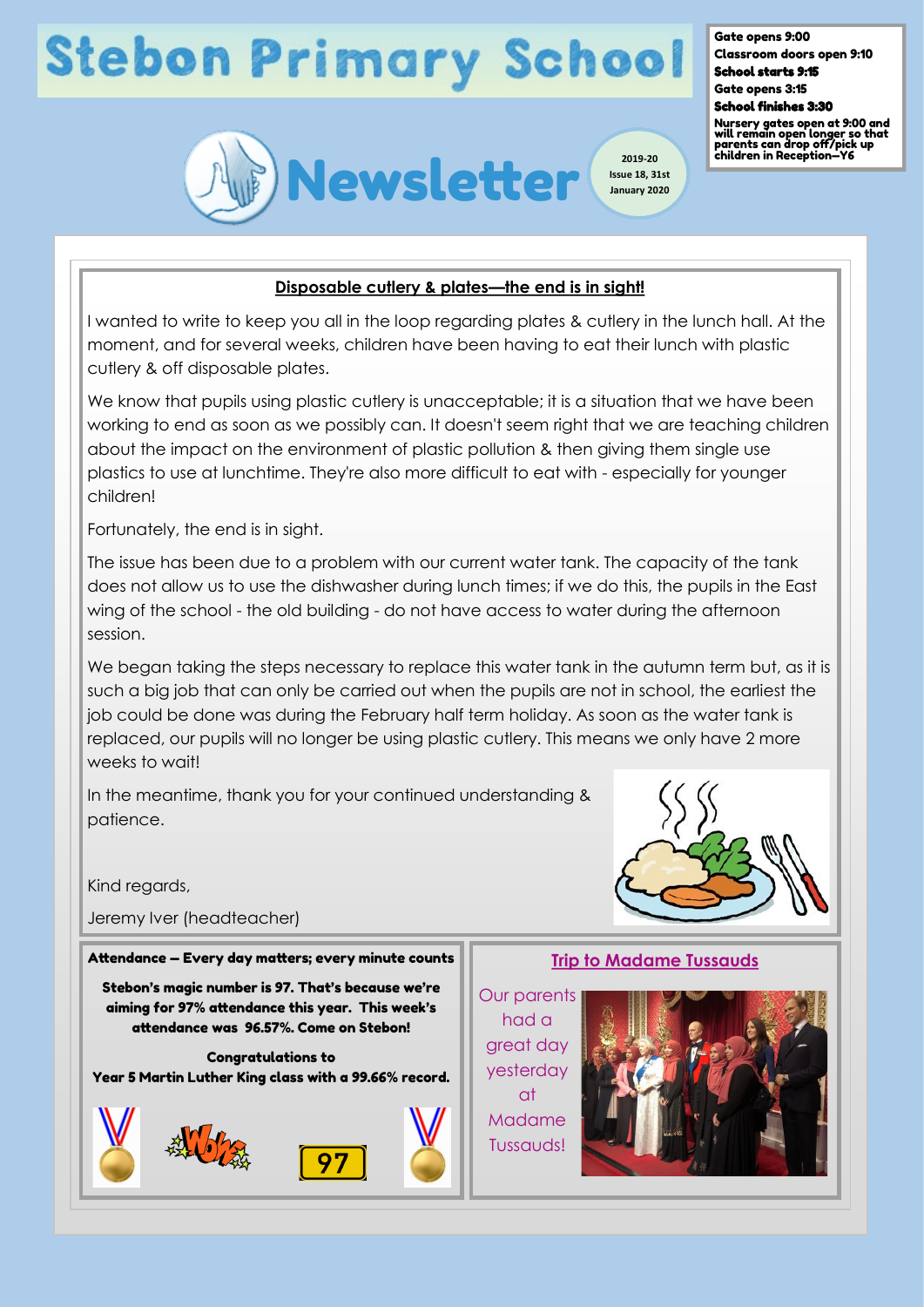# Stebon Primary School

**Gate opens 9:00**
**Classroom doors open 9:10**
**School starts 9:15**
**Gate opens 3:15**
**School finishes 3:30**
**Nursery gates open at 9:00 and will remain open longer so that parents can drop off/pick up children in Reception—Y6**

## Newsletter

2019-20
Issue 18, 31st January 2020

### Disposable cutlery & plates—the end is in sight!

I wanted to write to keep you all in the loop regarding plates & cutlery in the lunch hall. At the moment, and for several weeks, children have been having to eat their lunch with plastic cutlery & off disposable plates.

We know that pupils using plastic cutlery is unacceptable; it is a situation that we have been working to end as soon as we possibly can. It doesn't seem right that we are teaching children about the impact on the environment of plastic pollution & then giving them single use plastics to use at lunchtime. They're also more difficult to eat with - especially for younger children!

Fortunately, the end is in sight.

The issue has been due to a problem with our current water tank. The capacity of the tank does not allow us to use the dishwasher during lunch times; if we do this, the pupils in the East wing of the school - the old building - do not have access to water during the afternoon session.

We began taking the steps necessary to replace this water tank in the autumn term but, as it is such a big job that can only be carried out when the pupils are not in school, the earliest the job could be done was during the February half term holiday. As soon as the water tank is replaced, our pupils will no longer be using plastic cutlery. This means we only have 2 more weeks to wait!

In the meantime, thank you for your continued understanding & patience.

Kind regards,

Jeremy Iver (headteacher)

### Attendance – Every day matters; every minute counts

**Stebon's magic number is 97. That's because we're aiming for 97% attendance this year. This week's attendance was 96.57%. Come on Stebon!**

**Congratulations to**
**Year 5 Martin Luther King class with a 99.66% record.**

97

### Trip to Madame Tussauds

Our parents had a great day yesterday at Madame Tussauds!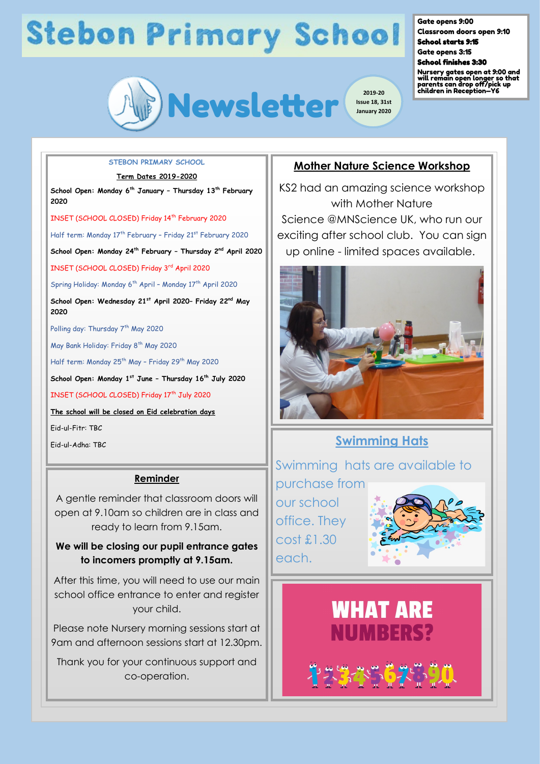# Stebon Primary School

**Gate opens 9:00**
**Classroom doors open 9:10**
**School starts 9:15**
**Gate opens 3:15**
**School finishes 3:30**
**Nursery gates open at 9:00 and will remain open longer so that parents can drop off/pick up children in Reception—Y6**

# Newsletter

2019-20
Issue 18, 31st January 2020

STEBON PRIMARY SCHOOL

**Term Dates 2019-2020**

**School Open: Monday 6th January – Thursday 13th February 2020**

INSET (SCHOOL CLOSED) Friday 14th February 2020

Half term: Monday 17th February – Friday 21st February 2020

**School Open: Monday 24th February – Thursday 2nd April 2020**

INSET (SCHOOL CLOSED) Friday 3rd April 2020

Spring Holiday: Monday 6th April – Monday 17th April 2020

**School Open: Wednesday 21st April 2020– Friday 22nd May 2020**

Polling day: Thursday 7th May 2020

May Bank Holiday: Friday 8th May 2020

Half term: Monday 25th May – Friday 29th May 2020

**School Open: Monday 1st June – Thursday 16th July 2020**

INSET (SCHOOL CLOSED) Friday 17th July 2020

The school will be closed on Eid celebration days

Eid-ul-Fitr: TBC

Eid-ul-Adha: TBC

## Reminder

A gentle reminder that classroom doors will open at 9.10am so children are in class and ready to learn from 9.15am.

**We will be closing our pupil entrance gates to incomers promptly at 9.15am.**

After this time, you will need to use our main school office entrance to enter and register your child.

Please note Nursery morning sessions start at 9am and afternoon sessions start at 12.30pm.

Thank you for your continuous support and co-operation.

## Mother Nature Science Workshop

KS2 had an amazing science workshop with Mother Nature Science @MNScience UK, who run our exciting after school club. You can sign up online - limited spaces available.

## Swimming Hats

Swimming hats are available to purchase from our school office. They cost £1.30 each.

WHAT ARE NUMBERS?